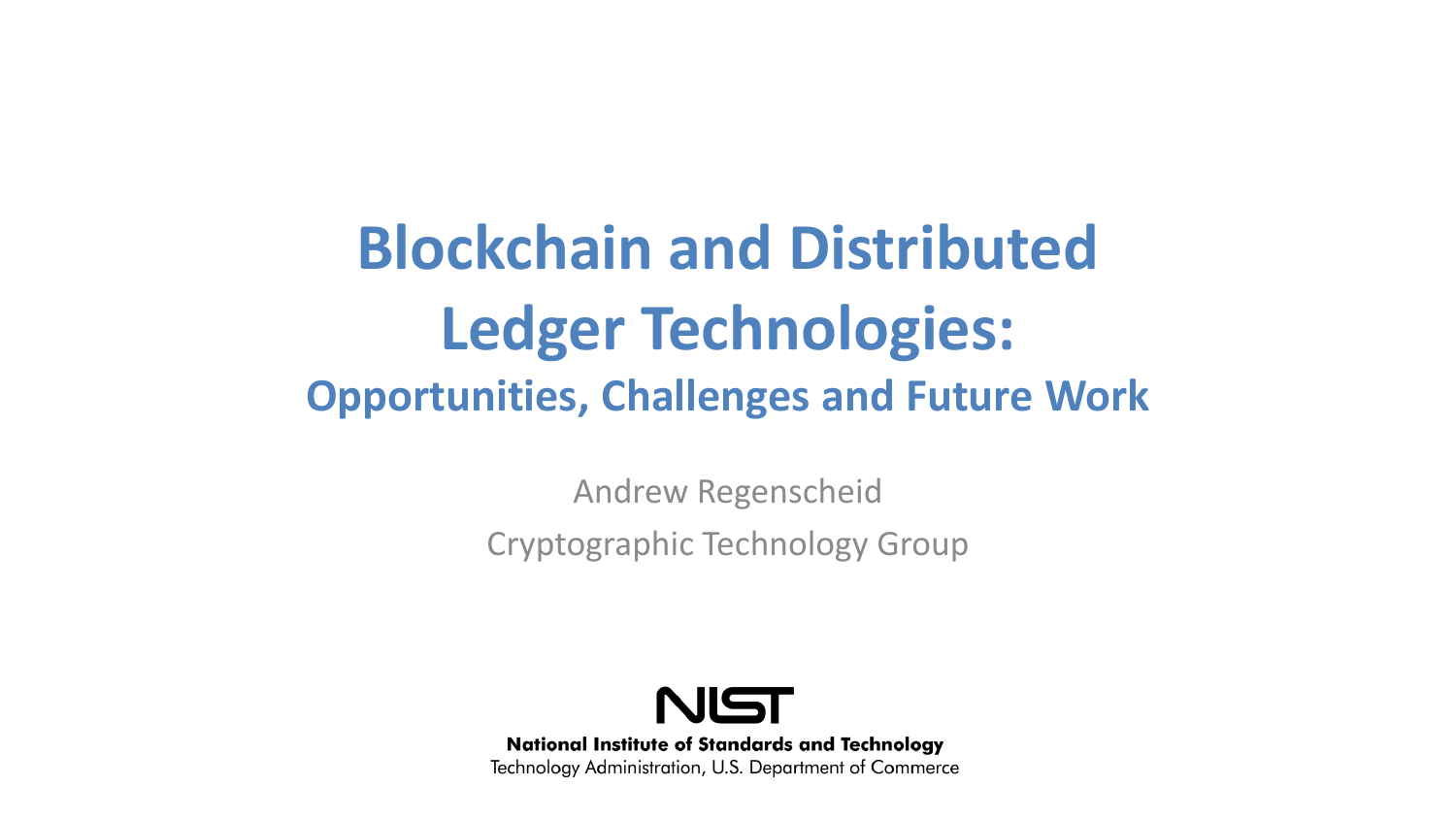# Blockchain and Distributed Ledger Technologies:

## Opportunities, Challenges and Future Work

Andrew Regenscheid

Cryptographic Technology Group

NIST

**National Institute of Standards and Technology**

Technology Administration, U.S. Department of Commerce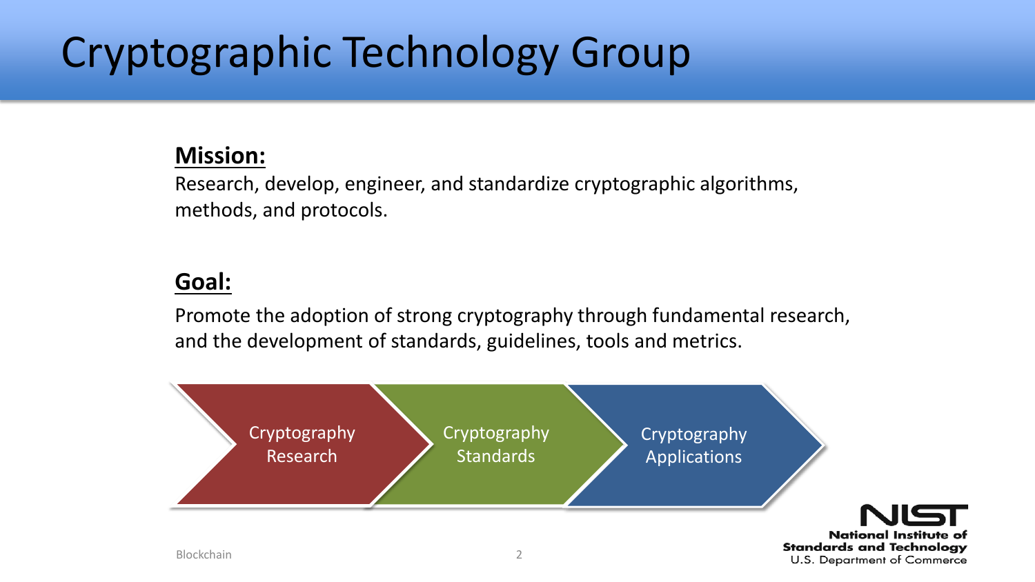# Cryptographic Technology Group

**Mission:**

Research, develop, engineer, and standardize cryptographic algorithms, methods, and protocols.

**Goal:**

Promote the adoption of strong cryptography through fundamental research, and the development of standards, guidelines, tools and metrics.

Cryptography Research → Cryptography Standards → Cryptography Applications

NIST
National Institute of Standards and Technology
U.S. Department of Commerce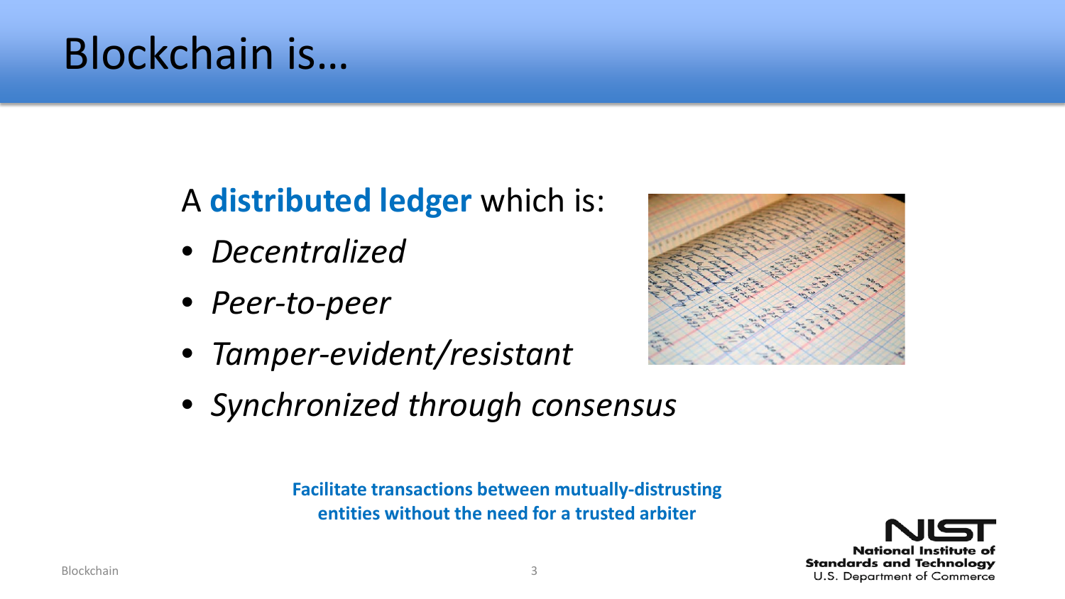# Blockchain is…

A **distributed ledger** which is:

- *Decentralized*
- *Peer-to-peer*
- *Tamper-evident/resistant*
- *Synchronized through consensus*

**Facilitate transactions between mutually-distrusting entities without the need for a trusted arbiter**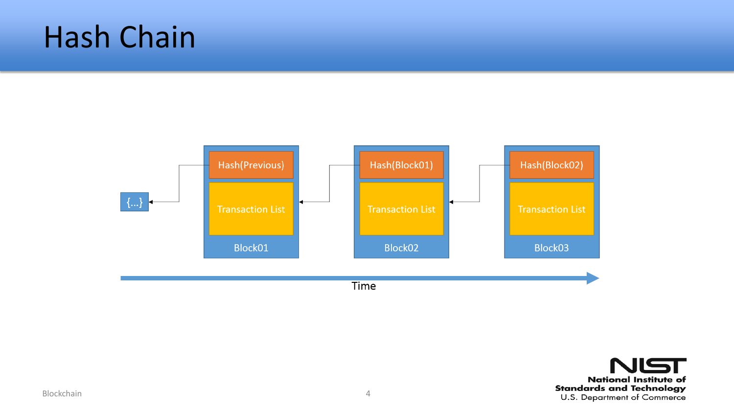# Hash Chain

{...}

Hash(Previous)

Transaction List

Block01

Hash(Block01)

Transaction List

Block02

Hash(Block02)

Transaction List

Block03

Time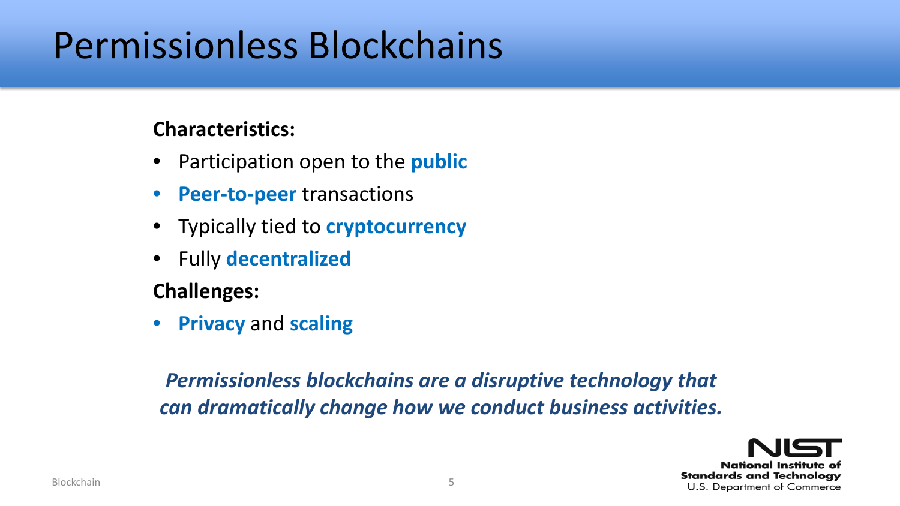# Permissionless Blockchains

**Characteristics:**

- Participation open to the **public**
- **Peer-to-peer** transactions
- Typically tied to **cryptocurrency**
- Fully **decentralized**

**Challenges:**

- **Privacy** and **scaling**

***Permissionless blockchains are a disruptive technology that can dramatically change how we conduct business activities.***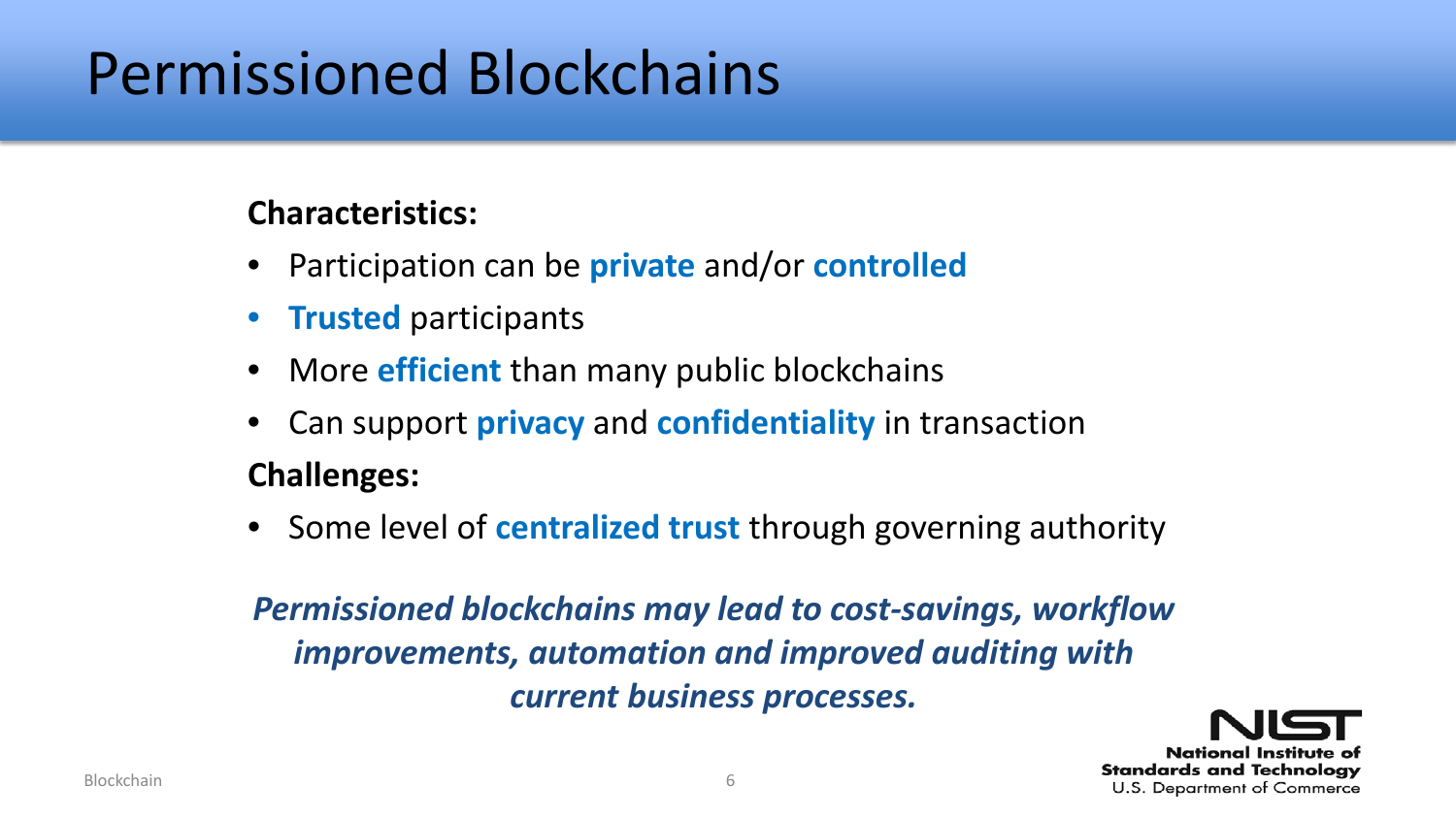# Permissioned Blockchains

**Characteristics:**

- Participation can be **private** and/or **controlled**
- **Trusted** participants
- More **efficient** than many public blockchains
- Can support **privacy** and **confidentiality** in transaction

**Challenges:**

- Some level of **centralized trust** through governing authority

***Permissioned blockchains may lead to cost-savings, workflow improvements, automation and improved auditing with current business processes.***

NIST
National Institute of Standards and Technology
U.S. Department of Commerce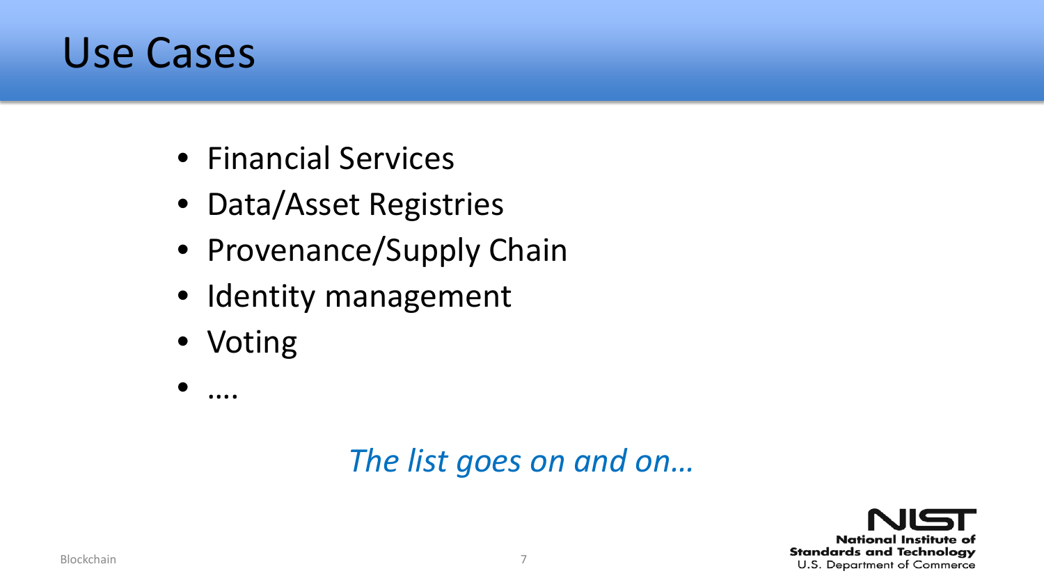# Use Cases

- Financial Services
- Data/Asset Registries
- Provenance/Supply Chain
- Identity management
- Voting
- ….

*The list goes on and on…*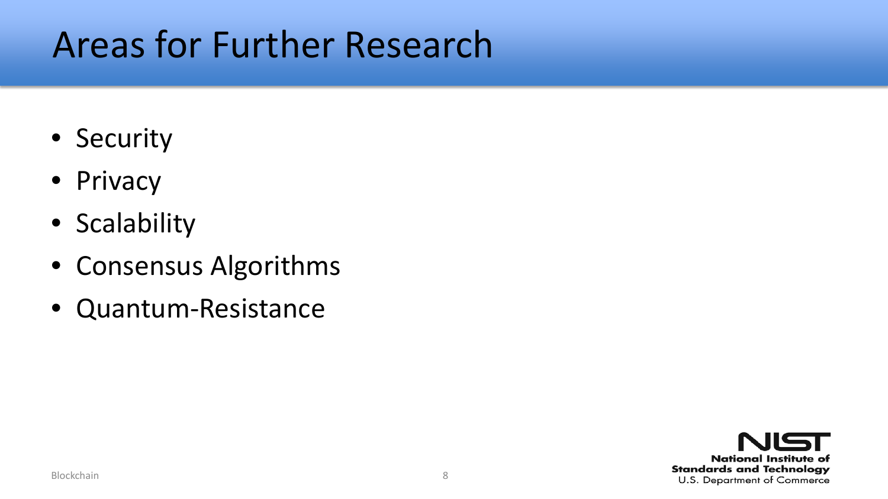# Areas for Further Research

- Security
- Privacy
- Scalability
- Consensus Algorithms
- Quantum-Resistance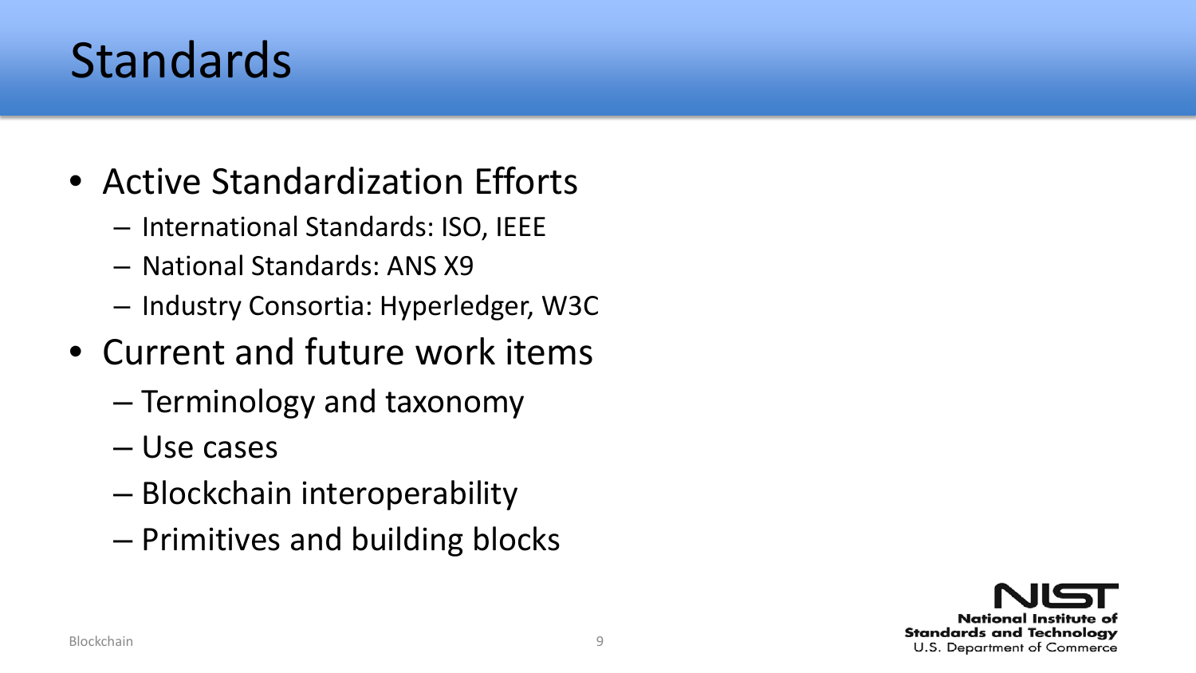# Standards

- Active Standardization Efforts
  - International Standards: ISO, IEEE
  - National Standards: ANS X9
  - Industry Consortia: Hyperledger, W3C
- Current and future work items
  - Terminology and taxonomy
  - Use cases
  - Blockchain interoperability
  - Primitives and building blocks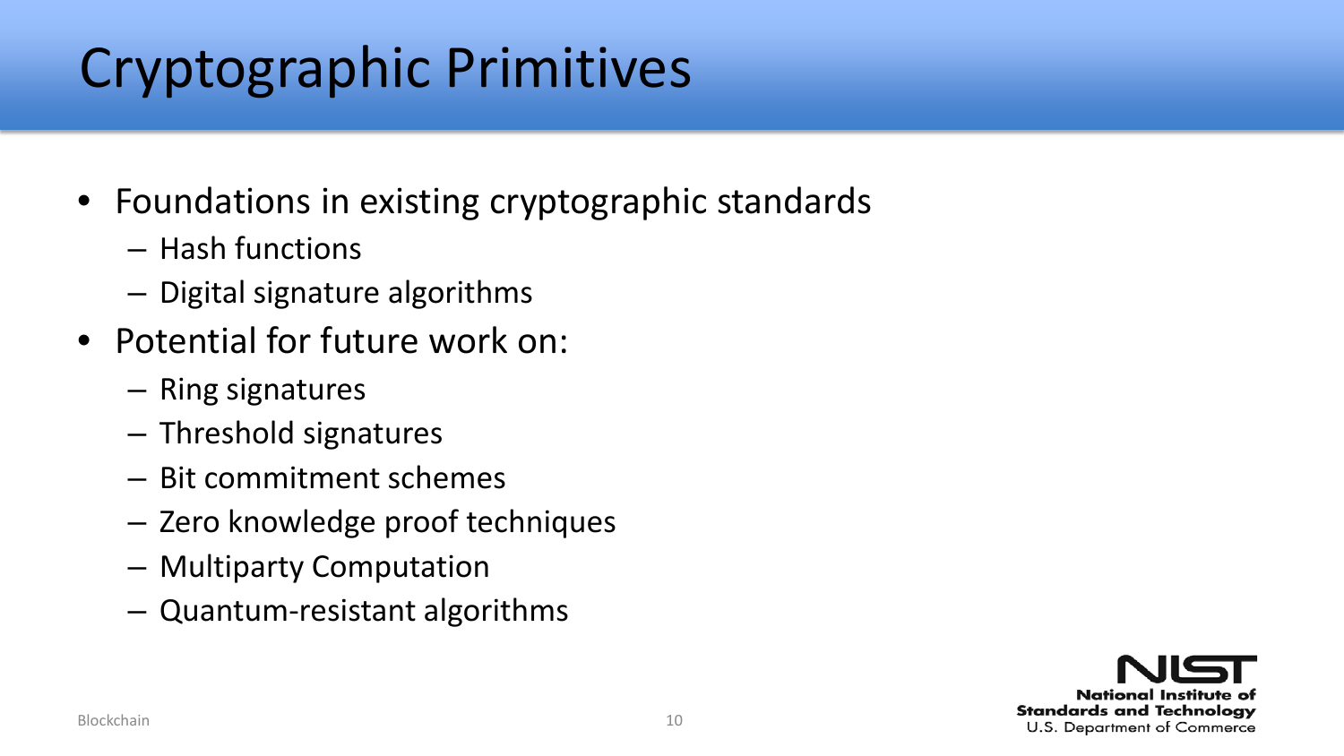# Cryptographic Primitives

- Foundations in existing cryptographic standards
  - Hash functions
  - Digital signature algorithms
- Potential for future work on:
  - Ring signatures
  - Threshold signatures
  - Bit commitment schemes
  - Zero knowledge proof techniques
  - Multiparty Computation
  - Quantum-resistant algorithms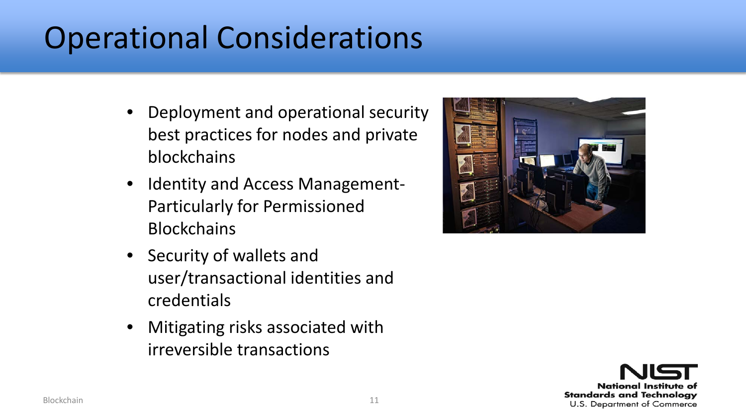# Operational Considerations

- Deployment and operational security best practices for nodes and private blockchains
- Identity and Access Management- Particularly for Permissioned Blockchains
- Security of wallets and user/transactional identities and credentials
- Mitigating risks associated with irreversible transactions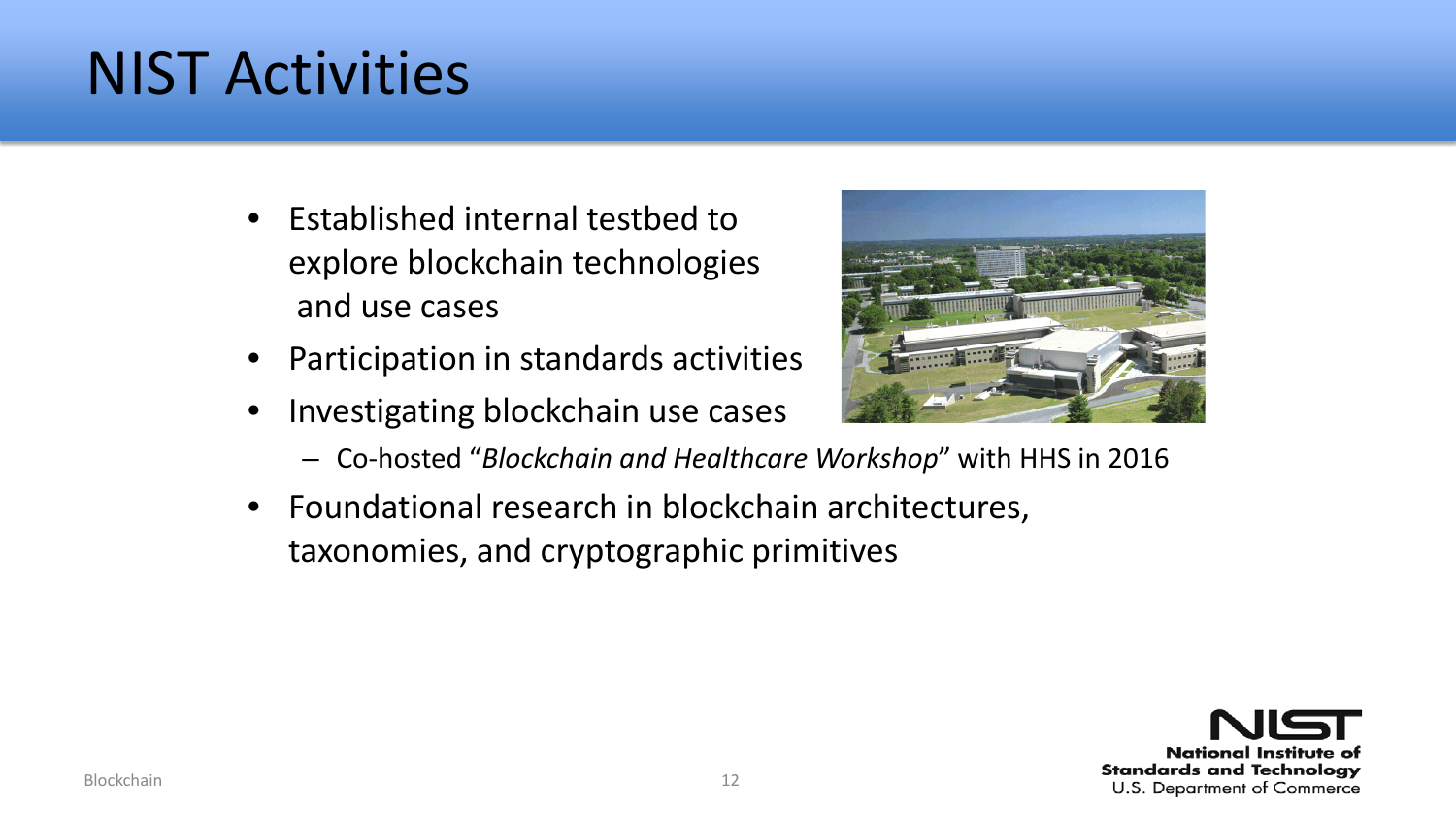# NIST Activities

- Established internal testbed to explore blockchain technologies and use cases
- Participation in standards activities
- Investigating blockchain use cases
  - Co-hosted "*Blockchain and Healthcare Workshop*" with HHS in 2016
- Foundational research in blockchain architectures, taxonomies, and cryptographic primitives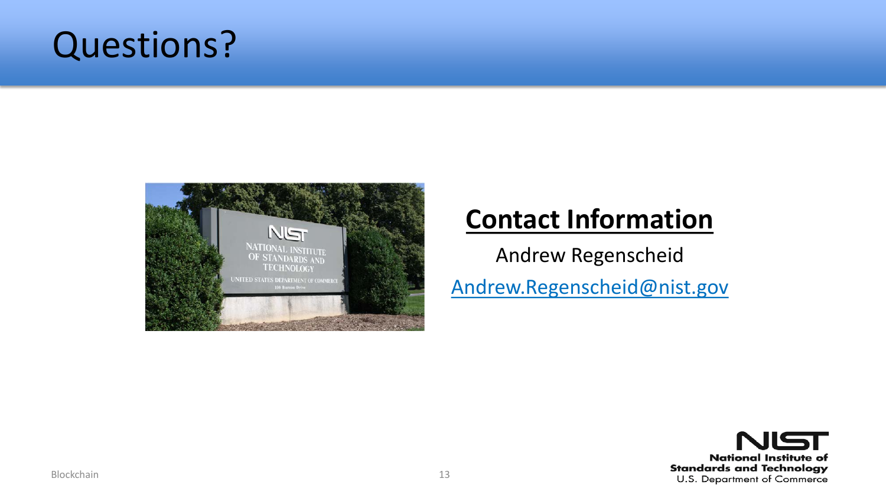# Questions?

## Contact Information

Andrew Regenscheid

Andrew.Regenscheid@nist.gov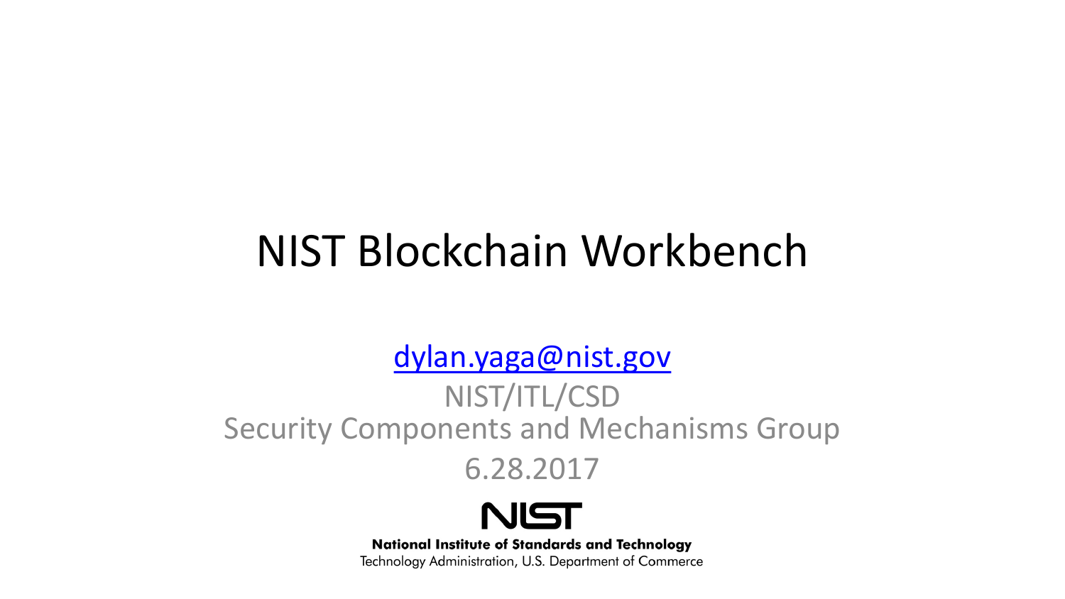# NIST Blockchain Workbench

dylan.yaga@nist.gov

NIST/ITL/CSD

Security Components and Mechanisms Group

6.28.2017

NIST

**National Institute of Standards and Technology**

Technology Administration, U.S. Department of Commerce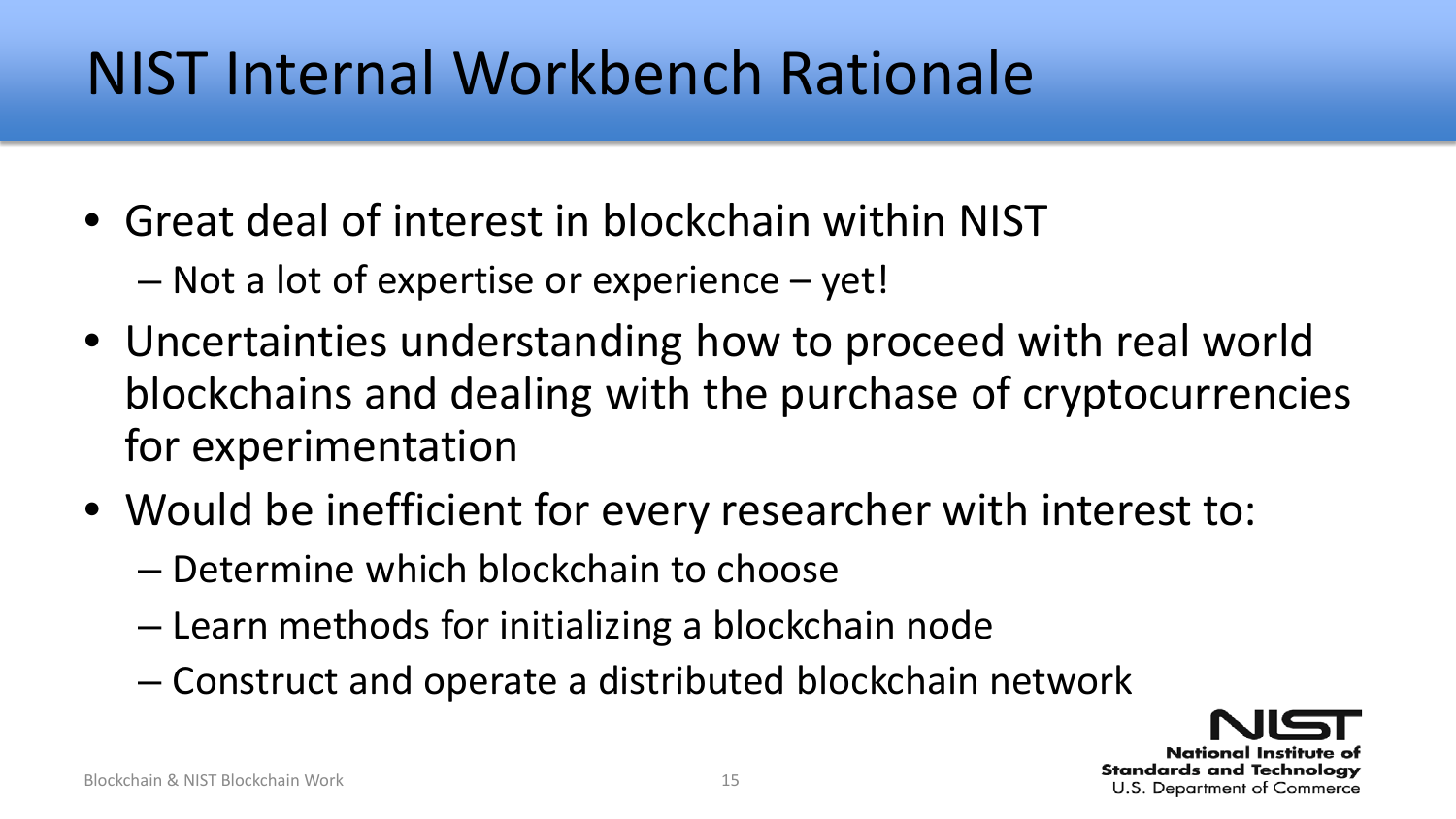# NIST Internal Workbench Rationale

- Great deal of interest in blockchain within NIST
  - Not a lot of expertise or experience – yet!
- Uncertainties understanding how to proceed with real world blockchains and dealing with the purchase of cryptocurrencies for experimentation
- Would be inefficient for every researcher with interest to:
  - Determine which blockchain to choose
  - Learn methods for initializing a blockchain node
  - Construct and operate a distributed blockchain network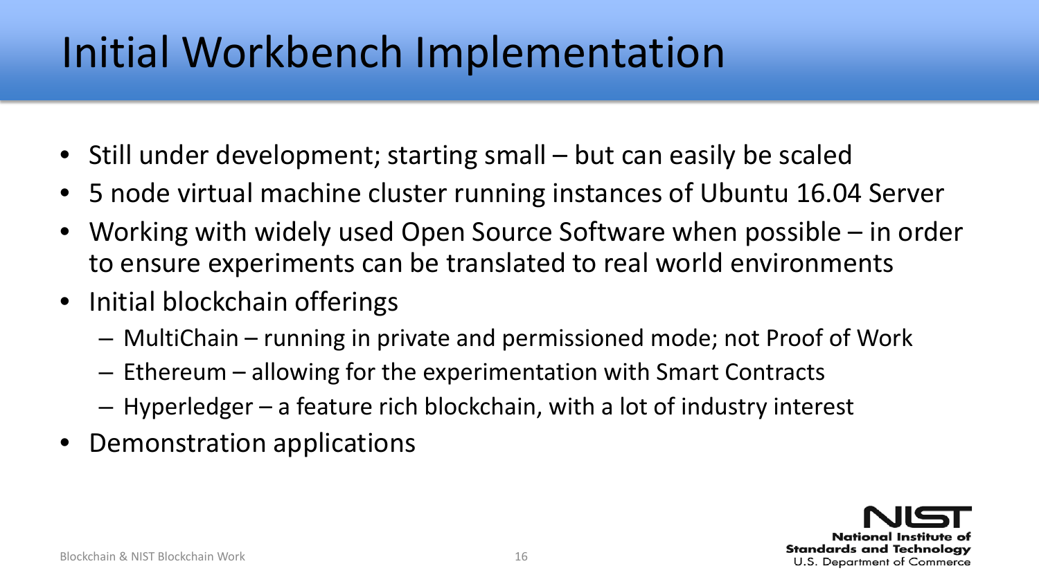# Initial Workbench Implementation

- Still under development; starting small – but can easily be scaled
- 5 node virtual machine cluster running instances of Ubuntu 16.04 Server
- Working with widely used Open Source Software when possible – in order to ensure experiments can be translated to real world environments
- Initial blockchain offerings
  - MultiChain – running in private and permissioned mode; not Proof of Work
  - Ethereum – allowing for the experimentation with Smart Contracts
  - Hyperledger – a feature rich blockchain, with a lot of industry interest
- Demonstration applications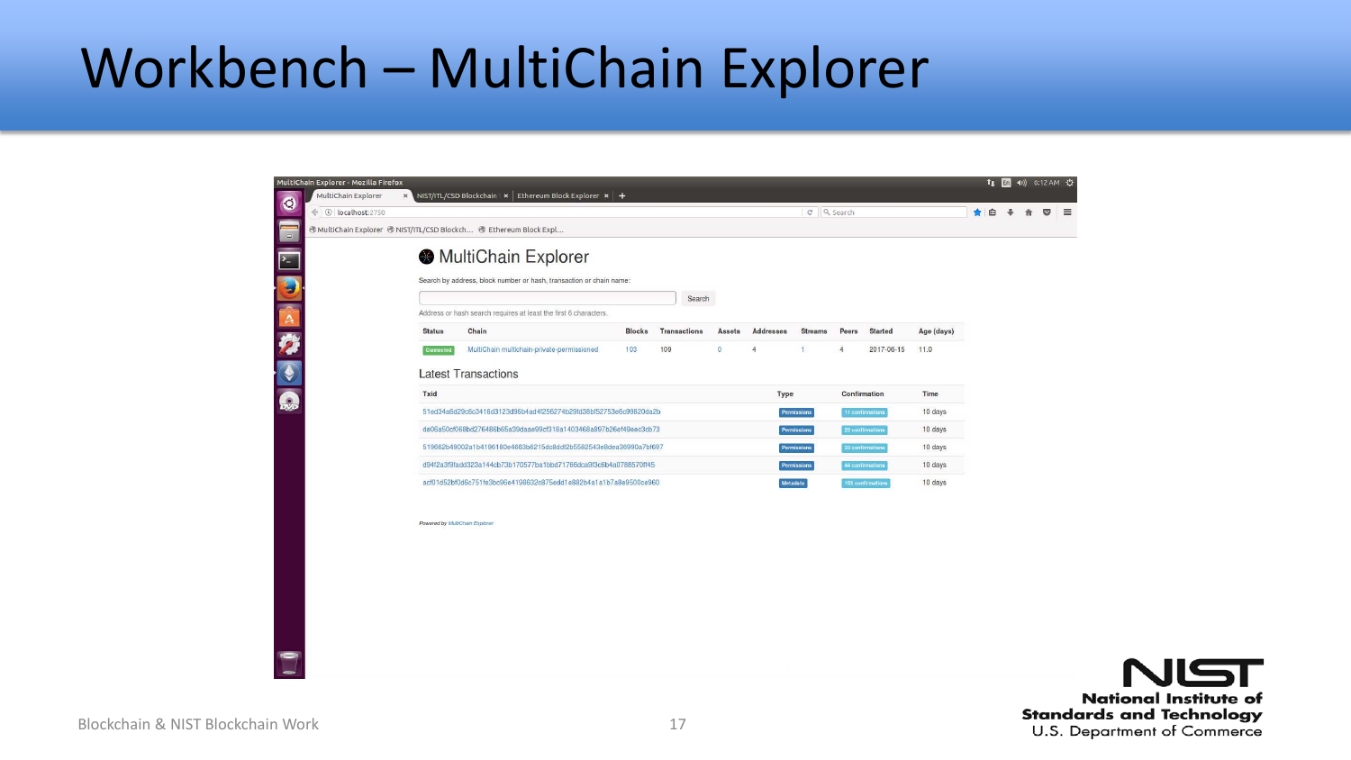# Workbench – MultiChain Explorer

## MultiChain Explorer

Search by address, block number or hash, transaction or chain name:

Search

Address or hash search requires at least the first 6 characters.

| Status | Chain | Blocks | Transactions | Assets | Addresses | Streams | Peers | Started | Age (days) |
|---|---|---|---|---|---|---|---|---|---|
| Connected | MultiChain multichain-private-permissioned | 103 | 109 | 0 | 4 | 1 | 4 | 2017-06-15 | 11.0 |

### Latest Transactions

| Txid | Type | Confirmation | Time |
|---|---|---|---|
| 51ed34a6d29c5c3416d3123d96b4ad4f256274b29fd38bf52753e6c99820da2b | Permissions | 11 confirmations | 10 days |
| de06a50cf068bd276486b65a39daae99cf318a1403468a897b26ef49eec3cb73 | Permissions | 22 confirmations | 10 days |
| 519662b49002a1b4196180e4663b6215dc8ddf2b5582543e8dea36990a7bf697 | Permissions | 33 confirmations | 10 days |
| d94f2a3f9fadd323a144cb73b170577ba1bbd71766dca9f3c6b4a0788570ff45 | Permissions | 44 confirmations | 10 days |
| acf01d52bf0d6c751fe3bc96e4198632c875edd1e882b4a1a1b7a8a9500ca960 | Metadata | 103 confirmations | 10 days |

*Powered by MultiChain Explorer*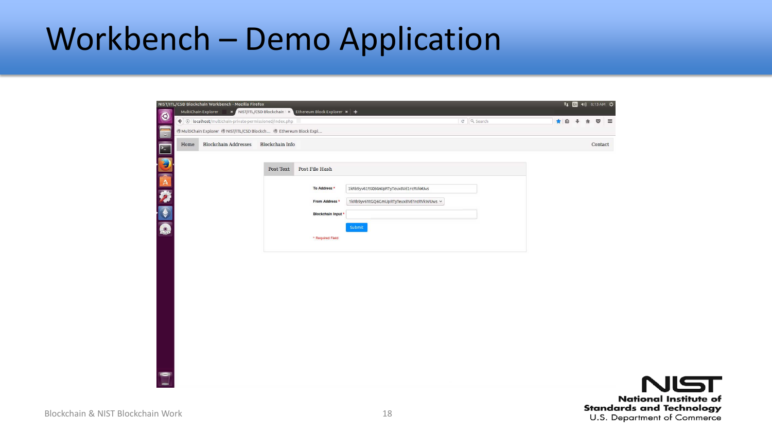# Workbench – Demo Application

NIST/ITL/CSD Blockchain Workbench - Mozilla Firefox

Home | Blockchain Addresses | Blockchain Info | Contact

Post Text | Post File Hash

**To Address** * 1kRb9yv61tGQ6GmUpRTyTeux8Vd1rcRVkWUws

**From Address** * 1kRb9yv61tGQ6GmUpRTyTeux8Vd1rcRVkWUws

**Blockchain Input** *

Submit

* Required Field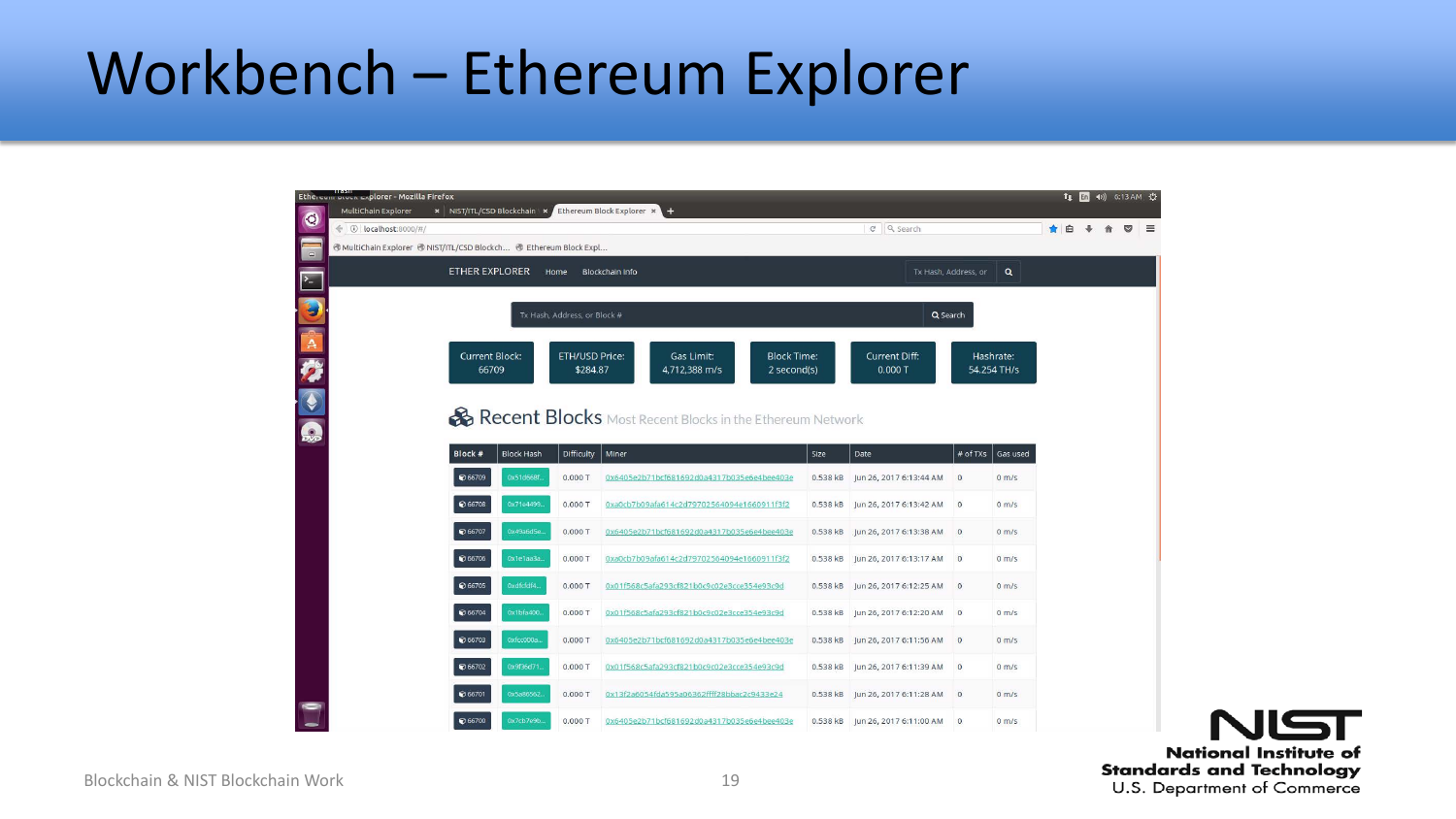# Workbench – Ethereum Explorer

ETHER EXPLORER Home Blockchain Info

| Current Block: | ETH/USD Price: | Gas Limit: | Block Time: | Current Diff: | Hashrate: |
|---|---|---|---|---|---|
| 66709 | $284.87 | 4,712,388 m/s | 2 second(s) | 0.000 T | 54.254 TH/s |

## Recent Blocks Most Recent Blocks in the Ethereum Network

| Block # | Block Hash | Difficulty | Miner | Size | Date | # of TXs | Gas used |
|---|---|---|---|---|---|---|---|
| 66709 | 0x51d668f... | 0.000 T | 0x6405e2b71bcf681692d0a4317b035e6e4bee403e | 0.538 kB | Jun 26, 2017 6:13:44 AM | 0 | 0 m/s |
| 66708 | 0x71e4499... | 0.000 T | 0xa0cb7b09afa614c2d79702504094e1660911f3f2 | 0.538 kB | Jun 26, 2017 6:13:42 AM | 0 | 0 m/s |
| 66707 | 0xa9a6d5e... | 0.000 T | 0x6405e2b71bcf681692d0a4317b035e6e4bee403e | 0.538 kB | Jun 26, 2017 6:13:38 AM | 0 | 0 m/s |
| 66706 | 0x1e1aa3a... | 0.000 T | 0xa0cb7b09afa614c2d79702504094e1660911f3f2 | 0.538 kB | Jun 26, 2017 6:13:17 AM | 0 | 0 m/s |
| 66705 | 0xdfcfdf4... | 0.000 T | 0x01f568c5afa293cf821b0c9c02e3cce354e93c9d | 0.538 kB | Jun 26, 2017 6:12:25 AM | 0 | 0 m/s |
| 66704 | 0x1bfa406... | 0.000 T | 0x01f568c5afa293cf821b0c9c02e3cce354e93c9d | 0.538 kB | Jun 26, 2017 6:12:20 AM | 0 | 0 m/s |
| 66703 | 0xfcc008a... | 0.000 T | 0x6405e2b71bcf681692d0a4317b035e6e4bee403e | 0.538 kB | Jun 26, 2017 6:11:56 AM | 0 | 0 m/s |
| 66702 | 0x9f36d71... | 0.000 T | 0x01f568c5afa293cf821b0c9c02e3cce354e93c9d | 0.538 kB | Jun 26, 2017 6:11:39 AM | 0 | 0 m/s |
| 66701 | 0x5a66562... | 0.000 T | 0x13f2a6054fda595a06362fff28bbac2c9433e24 | 0.538 kB | Jun 26, 2017 6:11:28 AM | 0 | 0 m/s |
| 66700 | 0x7cb7e9b... | 0.000 T | 0x6405e2b71bcf681692d0a4317b035e6e4bee403e | 0.538 kB | Jun 26, 2017 6:11:00 AM | 0 | 0 m/s |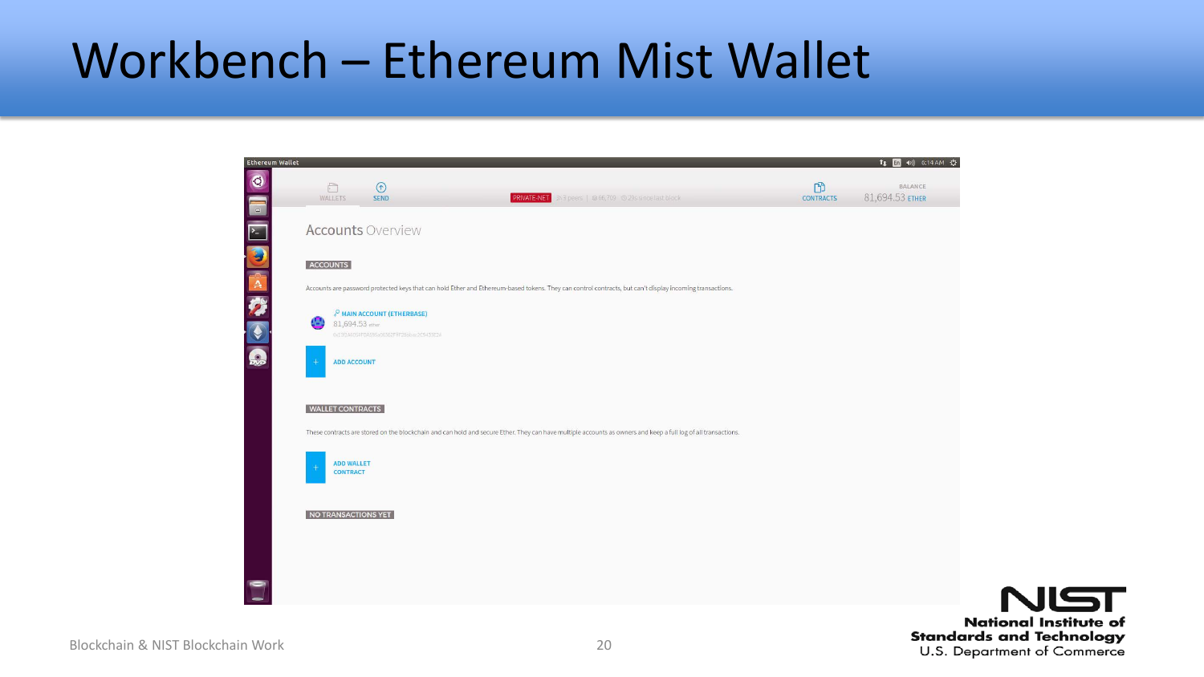# Workbench – Ethereum Mist Wallet

Ethereum Wallet

WALLETS | SEND | PRIVATE-NET | CONTRACTS | BALANCE 81,694.53 ETHER

## Accounts Overview

ACCOUNTS

Accounts are password protected keys that can hold Ether and Ethereum-based tokens. They can control contracts, but can't display incoming transactions.

MAIN ACCOUNT (ETHERBASE)
81,694.53 ether

ADD ACCOUNT

WALLET CONTRACTS

These contracts are stored on the blockchain and can hold and secure Ether. They can have multiple accounts as owners and keep a full log of all transactions.

ADD WALLET CONTRACT

NO TRANSACTIONS YET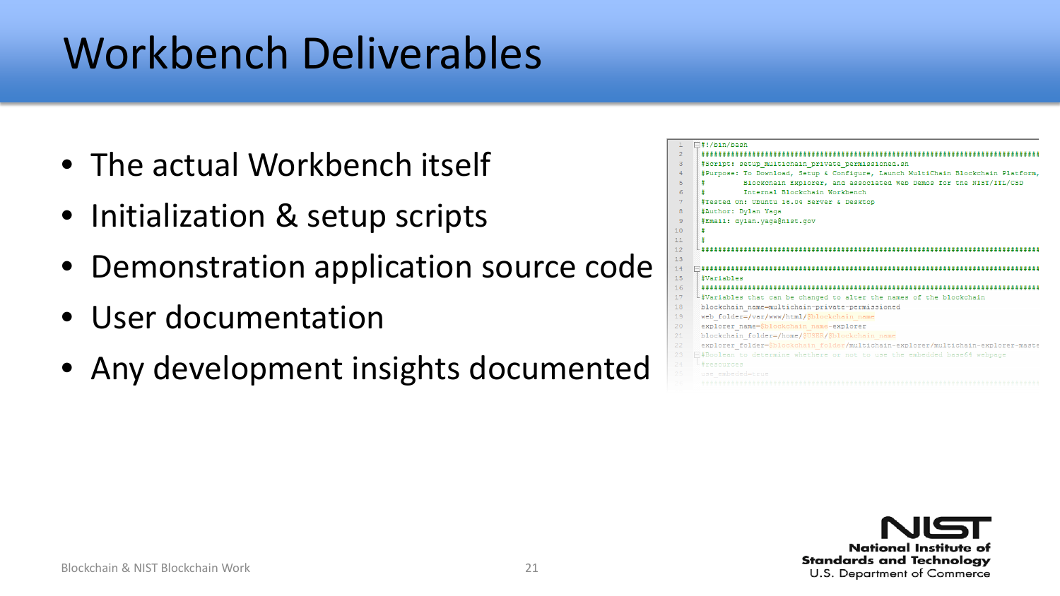# Workbench Deliverables

- The actual Workbench itself
- Initialization & setup scripts
- Demonstration application source code
- User documentation
- Any development insights documented

```
#!/bin/bash
################################################################################
#Script: setup_multichain_private_permissioned.sh
#Purpose: To Download, Setup & Configure, Launch MultiChain Blockchain Platform,
#         Blockchain Explorer, and associated Web Demos for the NIST/ITL/CSD
#         Internal Blockchain Workbench
#Tested On: Ubuntu 16.04 Server & Desktop
#Author: Dylan Yaga
#Email: dylan.yaga@nist.gov
#
#
################################################################################

################################################################################
#Variables
################################################################################
#Variables that can be changed to alter the names of the blockchain
blockchain_name=multichain-private-permissioned
web_folder=/var/www/html/$blockchain_name
explorer_name=$blockchain_name-explorer
blockchain_folder=/home/$USER/$blockchain_name
explorer_folder=$blockchain_folder/multichain-explorer/multichain-explorer-maste
#Boolean to determine whether or not to use the embedded base64 webpage
#resources
use_embedded=true
################################################################################
```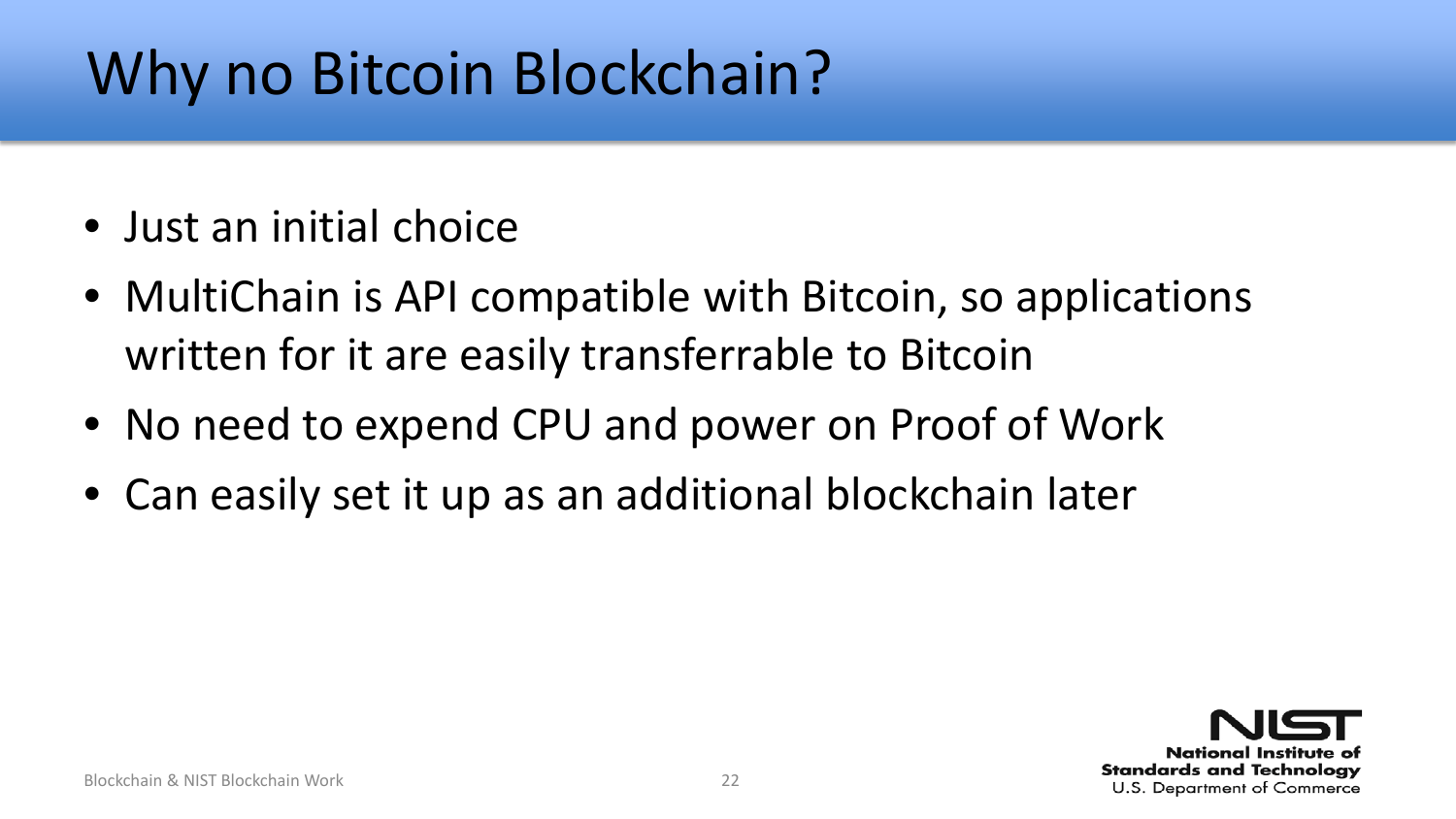# Why no Bitcoin Blockchain?

- Just an initial choice
- MultiChain is API compatible with Bitcoin, so applications written for it are easily transferrable to Bitcoin
- No need to expend CPU and power on Proof of Work
- Can easily set it up as an additional blockchain later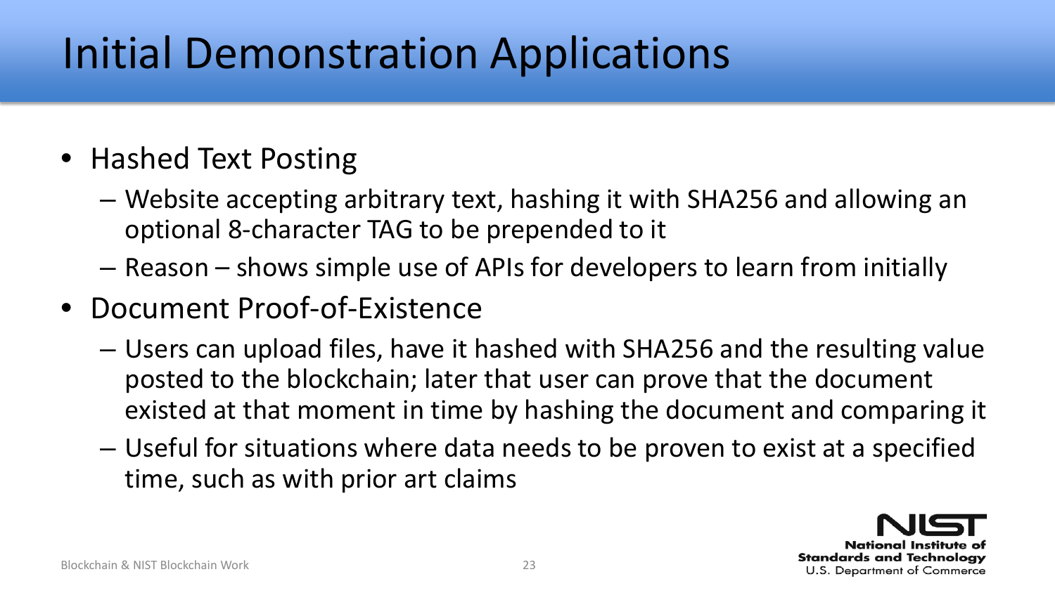# Initial Demonstration Applications

- Hashed Text Posting
  - Website accepting arbitrary text, hashing it with SHA256 and allowing an optional 8-character TAG to be prepended to it
  - Reason – shows simple use of APIs for developers to learn from initially
- Document Proof-of-Existence
  - Users can upload files, have it hashed with SHA256 and the resulting value posted to the blockchain; later that user can prove that the document existed at that moment in time by hashing the document and comparing it
  - Useful for situations where data needs to be proven to exist at a specified time, such as with prior art claims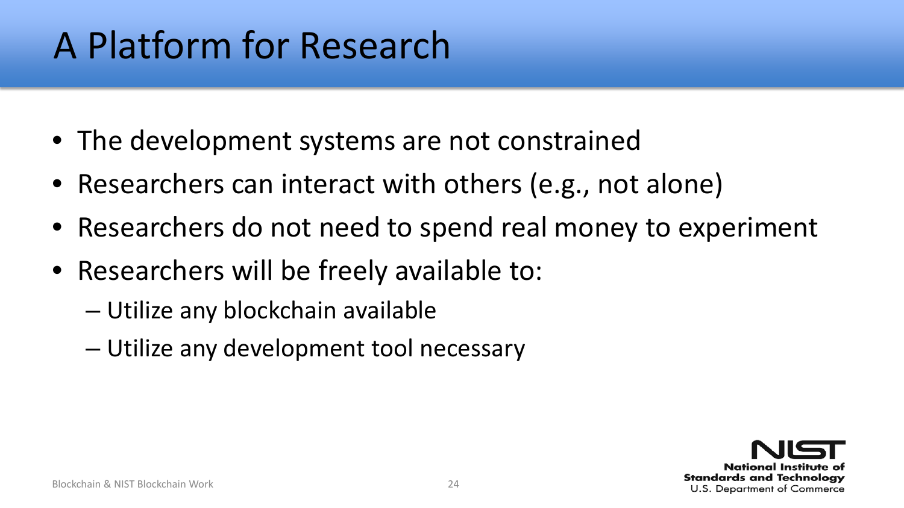# A Platform for Research

- The development systems are not constrained
- Researchers can interact with others (e.g., not alone)
- Researchers do not need to spend real money to experiment
- Researchers will be freely available to:
  - Utilize any blockchain available
  - Utilize any development tool necessary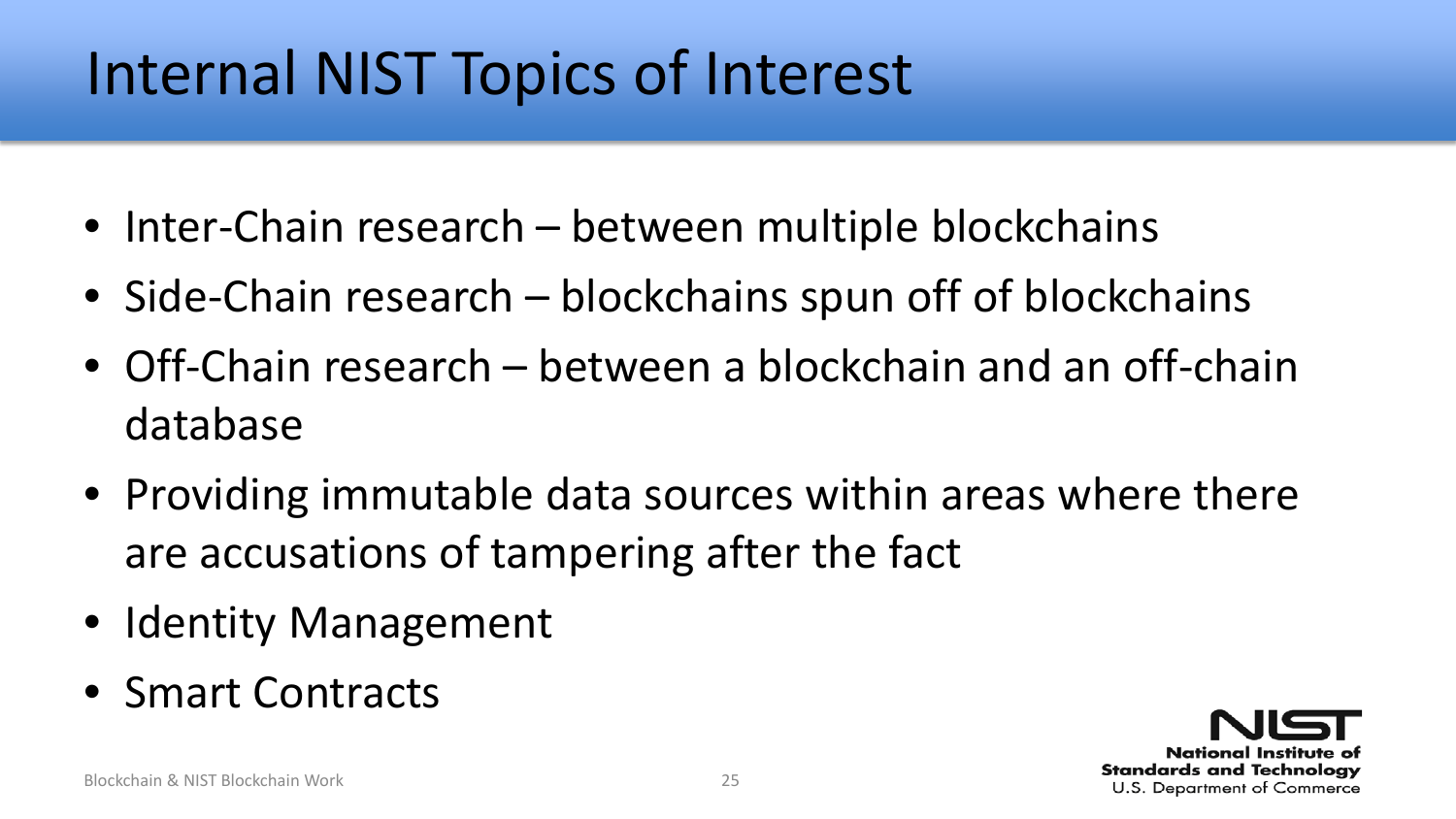# Internal NIST Topics of Interest

- Inter-Chain research – between multiple blockchains
- Side-Chain research – blockchains spun off of blockchains
- Off-Chain research – between a blockchain and an off-chain database
- Providing immutable data sources within areas where there are accusations of tampering after the fact
- Identity Management
- Smart Contracts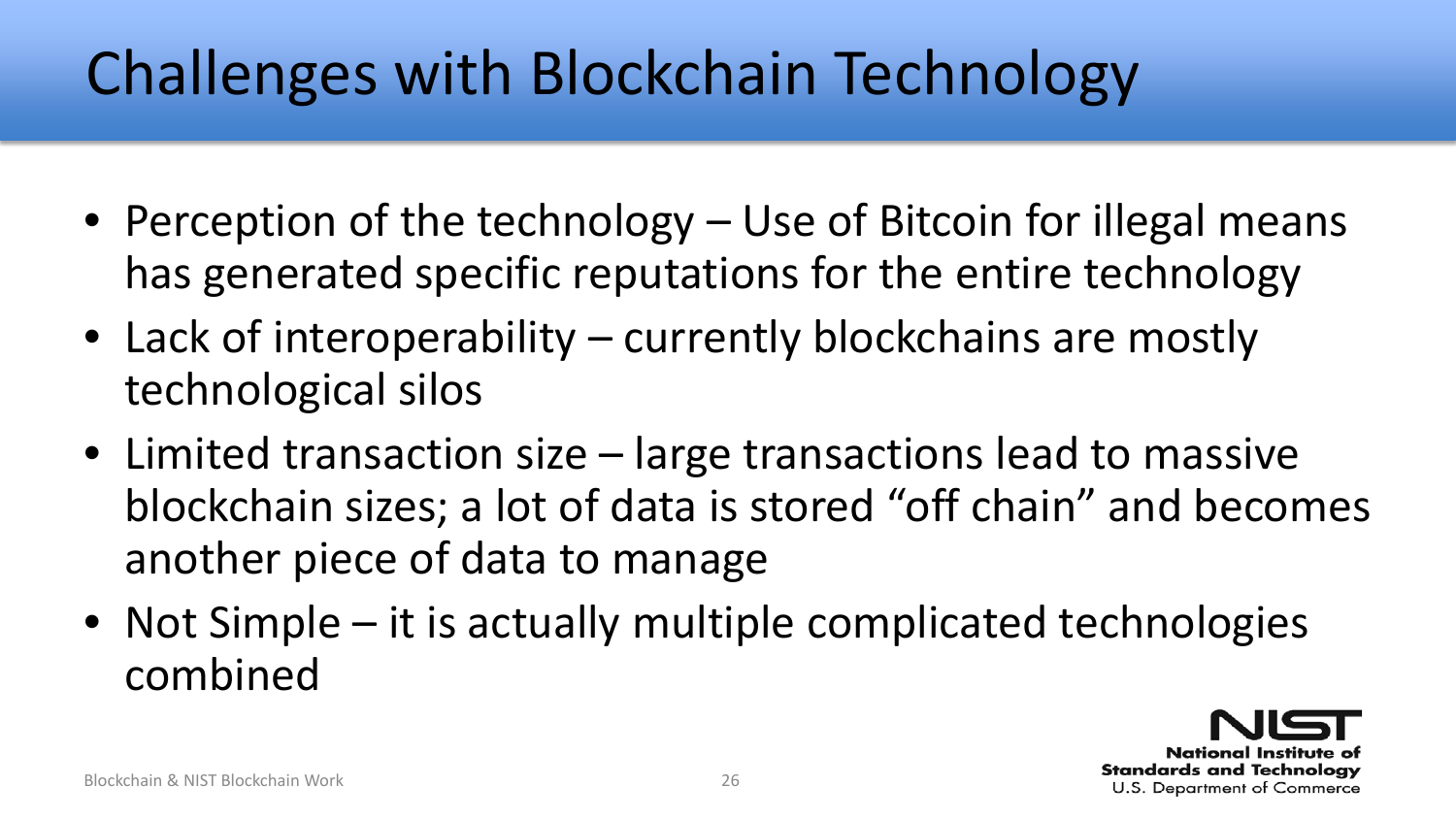# Challenges with Blockchain Technology

- Perception of the technology – Use of Bitcoin for illegal means has generated specific reputations for the entire technology
- Lack of interoperability – currently blockchains are mostly technological silos
- Limited transaction size – large transactions lead to massive blockchain sizes; a lot of data is stored “off chain” and becomes another piece of data to manage
- Not Simple – it is actually multiple complicated technologies combined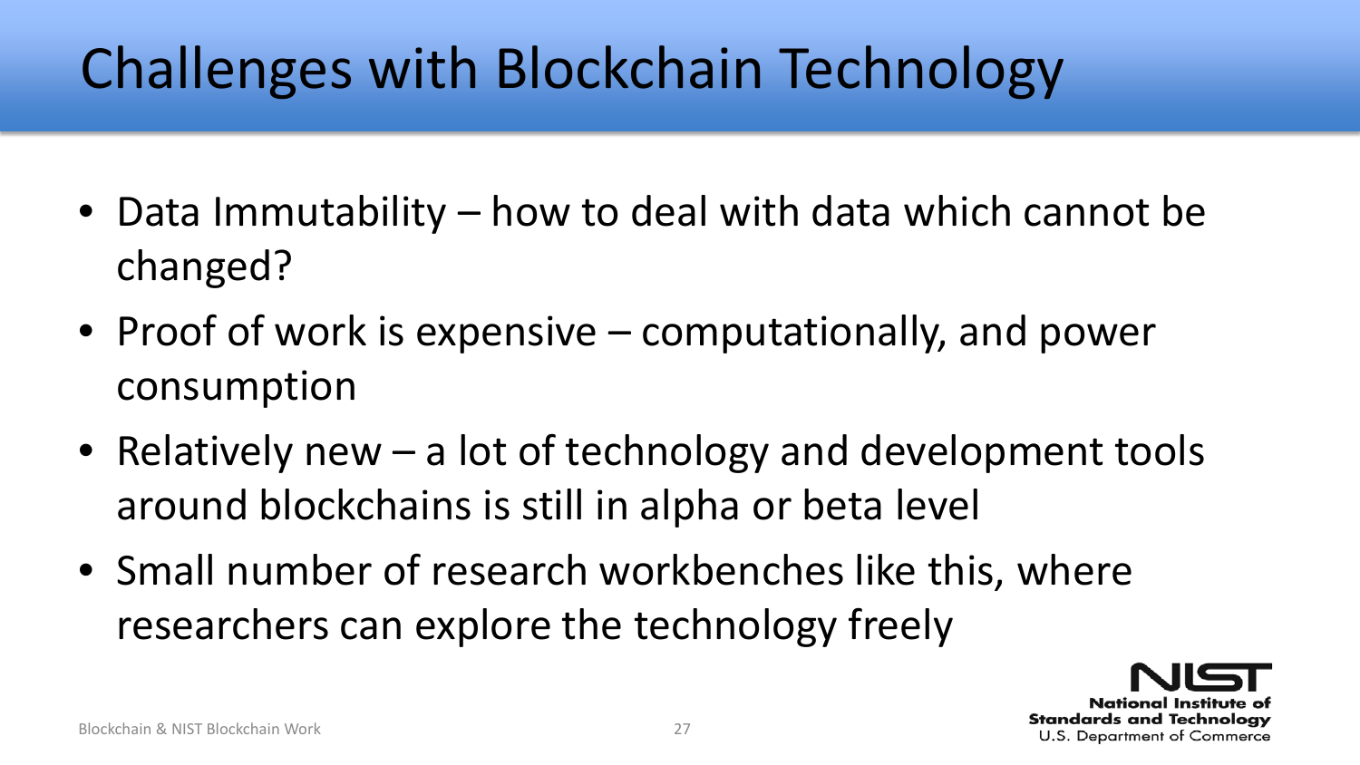# Challenges with Blockchain Technology

- Data Immutability – how to deal with data which cannot be changed?
- Proof of work is expensive – computationally, and power consumption
- Relatively new – a lot of technology and development tools around blockchains is still in alpha or beta level
- Small number of research workbenches like this, where researchers can explore the technology freely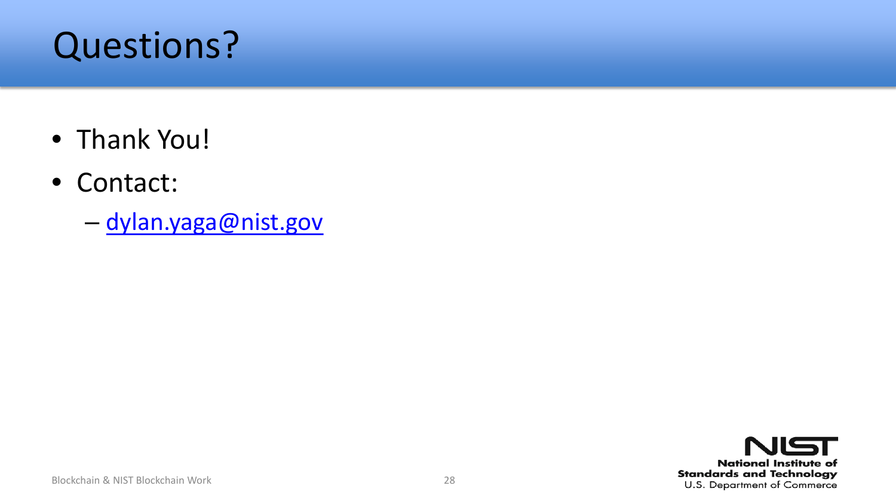# Questions?

- Thank You!
- Contact:
  - dylan.yaga@nist.gov